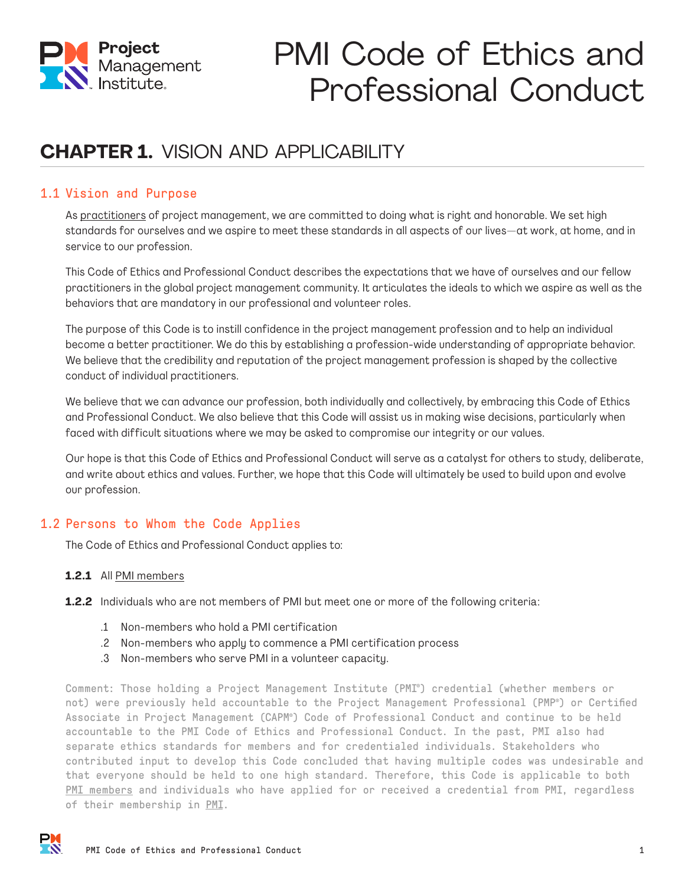# PMI Code of Ethics and Professional Conduct

## CHAPTER 1. VISION AND APPLICABILITY

### 1.1 Vision and Purpose

As practitioners of project management, we are committed to doing what is right and honorable. We set high standards for ourselves and we aspire to meet these standards in all aspects of our lives—at work, at home, and in service to our profession.

This Code of Ethics and Professional Conduct describes the expectations that we have of ourselves and our fellow practitioners in the global project management community. It articulates the ideals to which we aspire as well as the behaviors that are mandatory in our professional and volunteer roles.

The purpose of this Code is to instill confidence in the project management profession and to help an individual become a better practitioner. We do this by establishing a profession-wide understanding of appropriate behavior. We believe that the credibility and reputation of the project management profession is shaped by the collective conduct of individual practitioners.

We believe that we can advance our profession, both individually and collectively, by embracing this Code of Ethics and Professional Conduct. We also believe that this Code will assist us in making wise decisions, particularly when faced with difficult situations where we may be asked to compromise our integrity or our values.

Our hope is that this Code of Ethics and Professional Conduct will serve as a catalyst for others to study, deliberate, and write about ethics and values. Further, we hope that this Code will ultimately be used to build upon and evolve our profession.

### 1.2 Persons to Whom the Code Applies

The Code of Ethics and Professional Conduct applies to:

**1.2.1** All PMI members

**1.2.2** Individuals who are not members of PMI but meet one or more of the following criteria:

.1 Non-members who hold a PMI certification
.2 Non-members who apply to commence a PMI certification process
.3 Non-members who serve PMI in a volunteer capacity.

Comment: Those holding a Project Management Institute (PMI®) credential (whether members or not) were previously held accountable to the Project Management Professional (PMP®) or Certified Associate in Project Management (CAPM®) Code of Professional Conduct and continue to be held accountable to the PMI Code of Ethics and Professional Conduct. In the past, PMI also had separate ethics standards for members and for credentialed individuals. Stakeholders who contributed input to develop this Code concluded that having multiple codes was undesirable and that everyone should be held to one high standard. Therefore, this Code is applicable to both PMI members and individuals who have applied for or received a credential from PMI, regardless of their membership in PMI.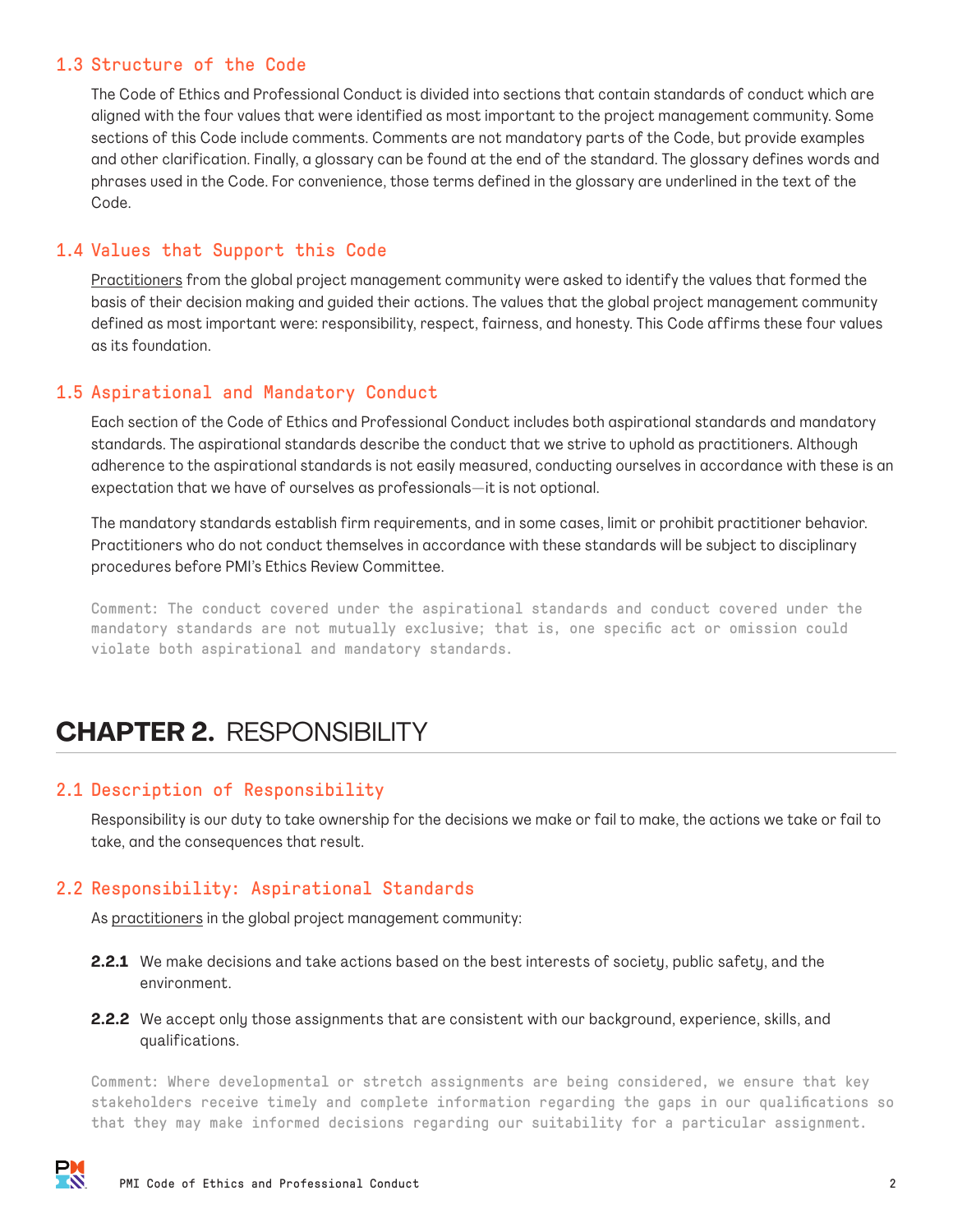### 1.3 Structure of the Code

The Code of Ethics and Professional Conduct is divided into sections that contain standards of conduct which are aligned with the four values that were identified as most important to the project management community. Some sections of this Code include comments. Comments are not mandatory parts of the Code, but provide examples and other clarification. Finally, a glossary can be found at the end of the standard. The glossary defines words and phrases used in the Code. For convenience, those terms defined in the glossary are underlined in the text of the Code.

### 1.4 Values that Support this Code

Practitioners from the global project management community were asked to identify the values that formed the basis of their decision making and guided their actions. The values that the global project management community defined as most important were: responsibility, respect, fairness, and honesty. This Code affirms these four values as its foundation.

### 1.5 Aspirational and Mandatory Conduct

Each section of the Code of Ethics and Professional Conduct includes both aspirational standards and mandatory standards. The aspirational standards describe the conduct that we strive to uphold as practitioners. Although adherence to the aspirational standards is not easily measured, conducting ourselves in accordance with these is an expectation that we have of ourselves as professionals—it is not optional.

The mandatory standards establish firm requirements, and in some cases, limit or prohibit practitioner behavior. Practitioners who do not conduct themselves in accordance with these standards will be subject to disciplinary procedures before PMI's Ethics Review Committee.

Comment: The conduct covered under the aspirational standards and conduct covered under the mandatory standards are not mutually exclusive; that is, one specific act or omission could violate both aspirational and mandatory standards.

## CHAPTER 2. RESPONSIBILITY

### 2.1 Description of Responsibility

Responsibility is our duty to take ownership for the decisions we make or fail to make, the actions we take or fail to take, and the consequences that result.

### 2.2 Responsibility: Aspirational Standards

As practitioners in the global project management community:

**2.2.1** We make decisions and take actions based on the best interests of society, public safety, and the environment.

**2.2.2** We accept only those assignments that are consistent with our background, experience, skills, and qualifications.

Comment: Where developmental or stretch assignments are being considered, we ensure that key stakeholders receive timely and complete information regarding the gaps in our qualifications so that they may make informed decisions regarding our suitability for a particular assignment.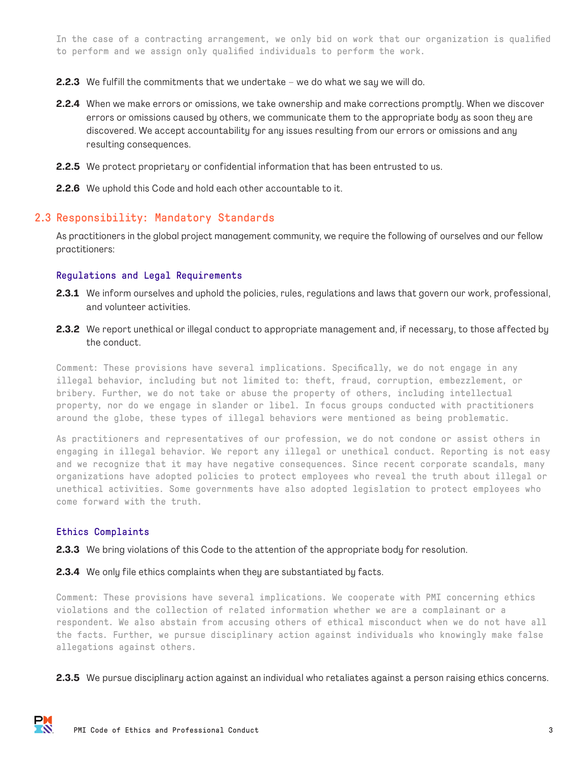In the case of a contracting arrangement, we only bid on work that our organization is qualified to perform and we assign only qualified individuals to perform the work.

**2.2.3** We fulfill the commitments that we undertake – we do what we say we will do.

**2.2.4** When we make errors or omissions, we take ownership and make corrections promptly. When we discover errors or omissions caused by others, we communicate them to the appropriate body as soon they are discovered. We accept accountability for any issues resulting from our errors or omissions and any resulting consequences.

**2.2.5** We protect proprietary or confidential information that has been entrusted to us.

**2.2.6** We uphold this Code and hold each other accountable to it.

## 2.3 Responsibility: Mandatory Standards

As practitioners in the global project management community, we require the following of ourselves and our fellow practitioners:

### Regulations and Legal Requirements

**2.3.1** We inform ourselves and uphold the policies, rules, regulations and laws that govern our work, professional, and volunteer activities.

**2.3.2** We report unethical or illegal conduct to appropriate management and, if necessary, to those affected by the conduct.

Comment: These provisions have several implications. Specifically, we do not engage in any illegal behavior, including but not limited to: theft, fraud, corruption, embezzlement, or bribery. Further, we do not take or abuse the property of others, including intellectual property, nor do we engage in slander or libel. In focus groups conducted with practitioners around the globe, these types of illegal behaviors were mentioned as being problematic.

As practitioners and representatives of our profession, we do not condone or assist others in engaging in illegal behavior. We report any illegal or unethical conduct. Reporting is not easy and we recognize that it may have negative consequences. Since recent corporate scandals, many organizations have adopted policies to protect employees who reveal the truth about illegal or unethical activities. Some governments have also adopted legislation to protect employees who come forward with the truth.

### Ethics Complaints

**2.3.3** We bring violations of this Code to the attention of the appropriate body for resolution.

**2.3.4** We only file ethics complaints when they are substantiated by facts.

Comment: These provisions have several implications. We cooperate with PMI concerning ethics violations and the collection of related information whether we are a complainant or a respondent. We also abstain from accusing others of ethical misconduct when we do not have all the facts. Further, we pursue disciplinary action against individuals who knowingly make false allegations against others.

**2.3.5** We pursue disciplinary action against an individual who retaliates against a person raising ethics concerns.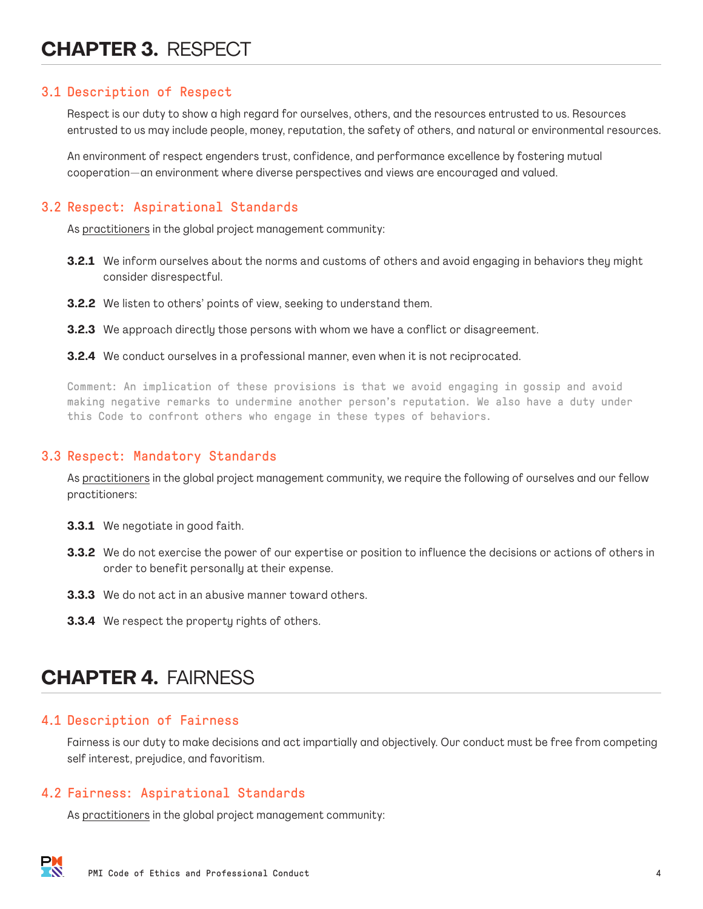# CHAPTER 3. RESPECT

## 3.1 Description of Respect

Respect is our duty to show a high regard for ourselves, others, and the resources entrusted to us. Resources entrusted to us may include people, money, reputation, the safety of others, and natural or environmental resources.

An environment of respect engenders trust, confidence, and performance excellence by fostering mutual cooperation—an environment where diverse perspectives and views are encouraged and valued.

## 3.2 Respect: Aspirational Standards

As practitioners in the global project management community:

**3.2.1** We inform ourselves about the norms and customs of others and avoid engaging in behaviors they might consider disrespectful.

**3.2.2** We listen to others' points of view, seeking to understand them.

**3.2.3** We approach directly those persons with whom we have a conflict or disagreement.

**3.2.4** We conduct ourselves in a professional manner, even when it is not reciprocated.

Comment: An implication of these provisions is that we avoid engaging in gossip and avoid making negative remarks to undermine another person's reputation. We also have a duty under this Code to confront others who engage in these types of behaviors.

## 3.3 Respect: Mandatory Standards

As practitioners in the global project management community, we require the following of ourselves and our fellow practitioners:

**3.3.1** We negotiate in good faith.

**3.3.2** We do not exercise the power of our expertise or position to influence the decisions or actions of others in order to benefit personally at their expense.

**3.3.3** We do not act in an abusive manner toward others.

**3.3.4** We respect the property rights of others.

# CHAPTER 4. FAIRNESS

## 4.1 Description of Fairness

Fairness is our duty to make decisions and act impartially and objectively. Our conduct must be free from competing self interest, prejudice, and favoritism.

## 4.2 Fairness: Aspirational Standards

As practitioners in the global project management community: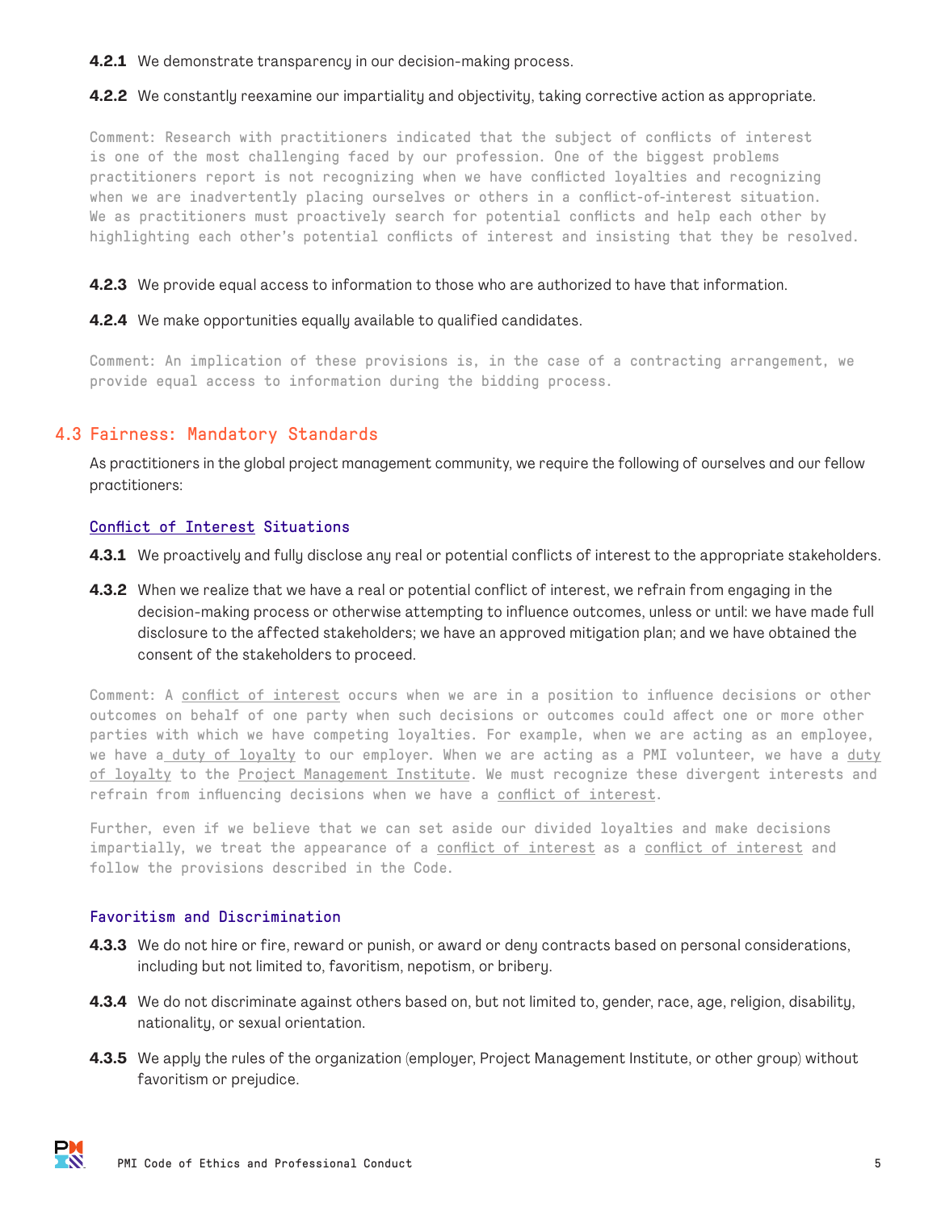**4.2.1** We demonstrate transparency in our decision-making process.

**4.2.2** We constantly reexamine our impartiality and objectivity, taking corrective action as appropriate.

Comment: Research with practitioners indicated that the subject of conflicts of interest is one of the most challenging faced by our profession. One of the biggest problems practitioners report is not recognizing when we have conflicted loyalties and recognizing when we are inadvertently placing ourselves or others in a conflict-of-interest situation. We as practitioners must proactively search for potential conflicts and help each other by highlighting each other's potential conflicts of interest and insisting that they be resolved.

**4.2.3** We provide equal access to information to those who are authorized to have that information.

**4.2.4** We make opportunities equally available to qualified candidates.

Comment: An implication of these provisions is, in the case of a contracting arrangement, we provide equal access to information during the bidding process.

## 4.3 Fairness: Mandatory Standards

As practitioners in the global project management community, we require the following of ourselves and our fellow practitioners:

### Conflict of Interest Situations

**4.3.1** We proactively and fully disclose any real or potential conflicts of interest to the appropriate stakeholders.

**4.3.2** When we realize that we have a real or potential conflict of interest, we refrain from engaging in the decision-making process or otherwise attempting to influence outcomes, unless or until: we have made full disclosure to the affected stakeholders; we have an approved mitigation plan; and we have obtained the consent of the stakeholders to proceed.

Comment: A conflict of interest occurs when we are in a position to influence decisions or other outcomes on behalf of one party when such decisions or outcomes could affect one or more other parties with which we have competing loyalties. For example, when we are acting as an employee, we have a duty of loyalty to our employer. When we are acting as a PMI volunteer, we have a duty of loyalty to the Project Management Institute. We must recognize these divergent interests and refrain from influencing decisions when we have a conflict of interest.

Further, even if we believe that we can set aside our divided loyalties and make decisions impartially, we treat the appearance of a conflict of interest as a conflict of interest and follow the provisions described in the Code.

### Favoritism and Discrimination

**4.3.3** We do not hire or fire, reward or punish, or award or deny contracts based on personal considerations, including but not limited to, favoritism, nepotism, or bribery.

**4.3.4** We do not discriminate against others based on, but not limited to, gender, race, age, religion, disability, nationality, or sexual orientation.

**4.3.5** We apply the rules of the organization (employer, Project Management Institute, or other group) without favoritism or prejudice.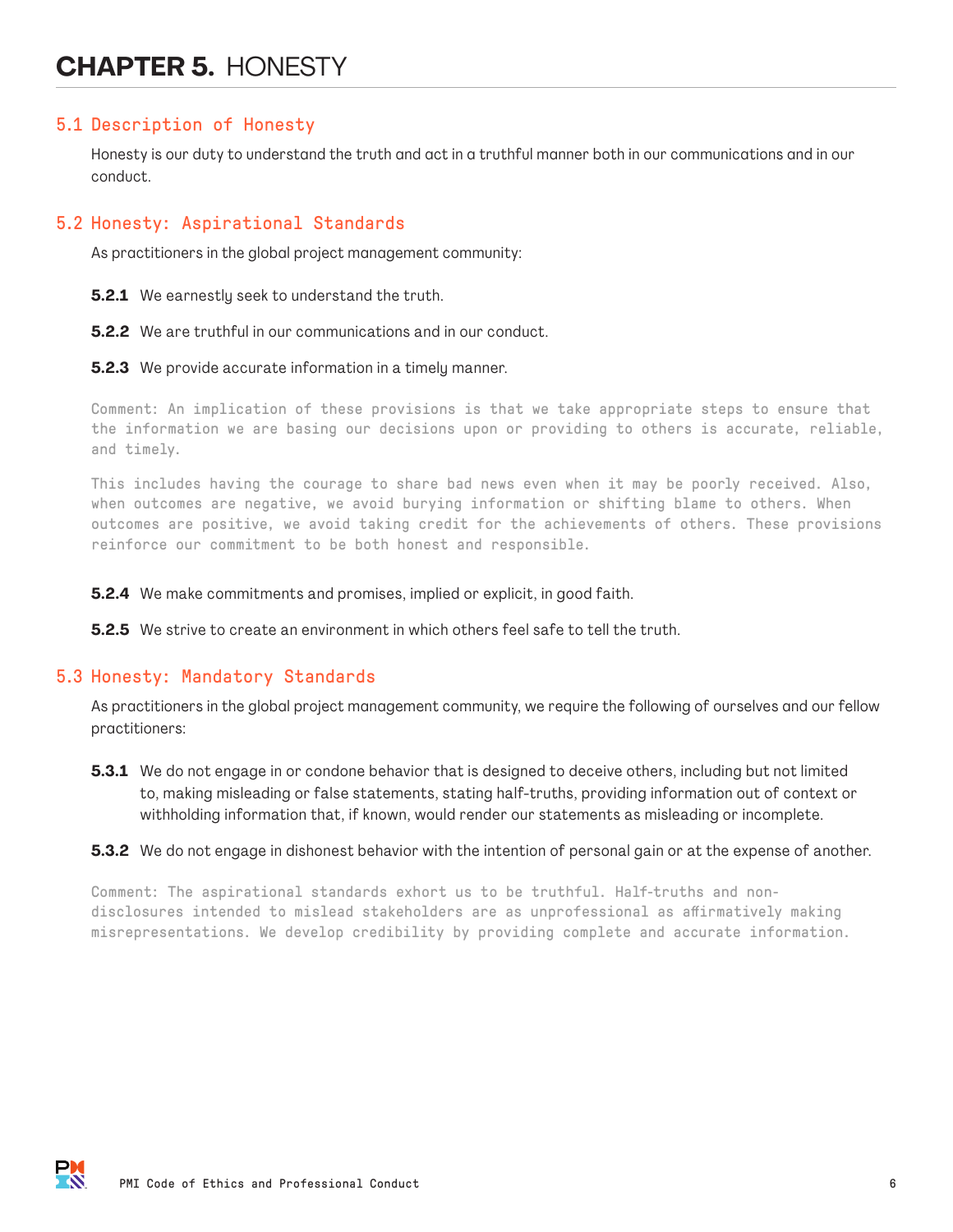# CHAPTER 5. HONESTY

## 5.1 Description of Honesty

Honesty is our duty to understand the truth and act in a truthful manner both in our communications and in our conduct.

## 5.2 Honesty: Aspirational Standards

As practitioners in the global project management community:

**5.2.1** We earnestly seek to understand the truth.

**5.2.2** We are truthful in our communications and in our conduct.

**5.2.3** We provide accurate information in a timely manner.

Comment: An implication of these provisions is that we take appropriate steps to ensure that the information we are basing our decisions upon or providing to others is accurate, reliable, and timely.

This includes having the courage to share bad news even when it may be poorly received. Also, when outcomes are negative, we avoid burying information or shifting blame to others. When outcomes are positive, we avoid taking credit for the achievements of others. These provisions reinforce our commitment to be both honest and responsible.

**5.2.4** We make commitments and promises, implied or explicit, in good faith.

**5.2.5** We strive to create an environment in which others feel safe to tell the truth.

## 5.3 Honesty: Mandatory Standards

As practitioners in the global project management community, we require the following of ourselves and our fellow practitioners:

**5.3.1** We do not engage in or condone behavior that is designed to deceive others, including but not limited to, making misleading or false statements, stating half-truths, providing information out of context or withholding information that, if known, would render our statements as misleading or incomplete.

**5.3.2** We do not engage in dishonest behavior with the intention of personal gain or at the expense of another.

Comment: The aspirational standards exhort us to be truthful. Half-truths and non-disclosures intended to mislead stakeholders are as unprofessional as affirmatively making misrepresentations. We develop credibility by providing complete and accurate information.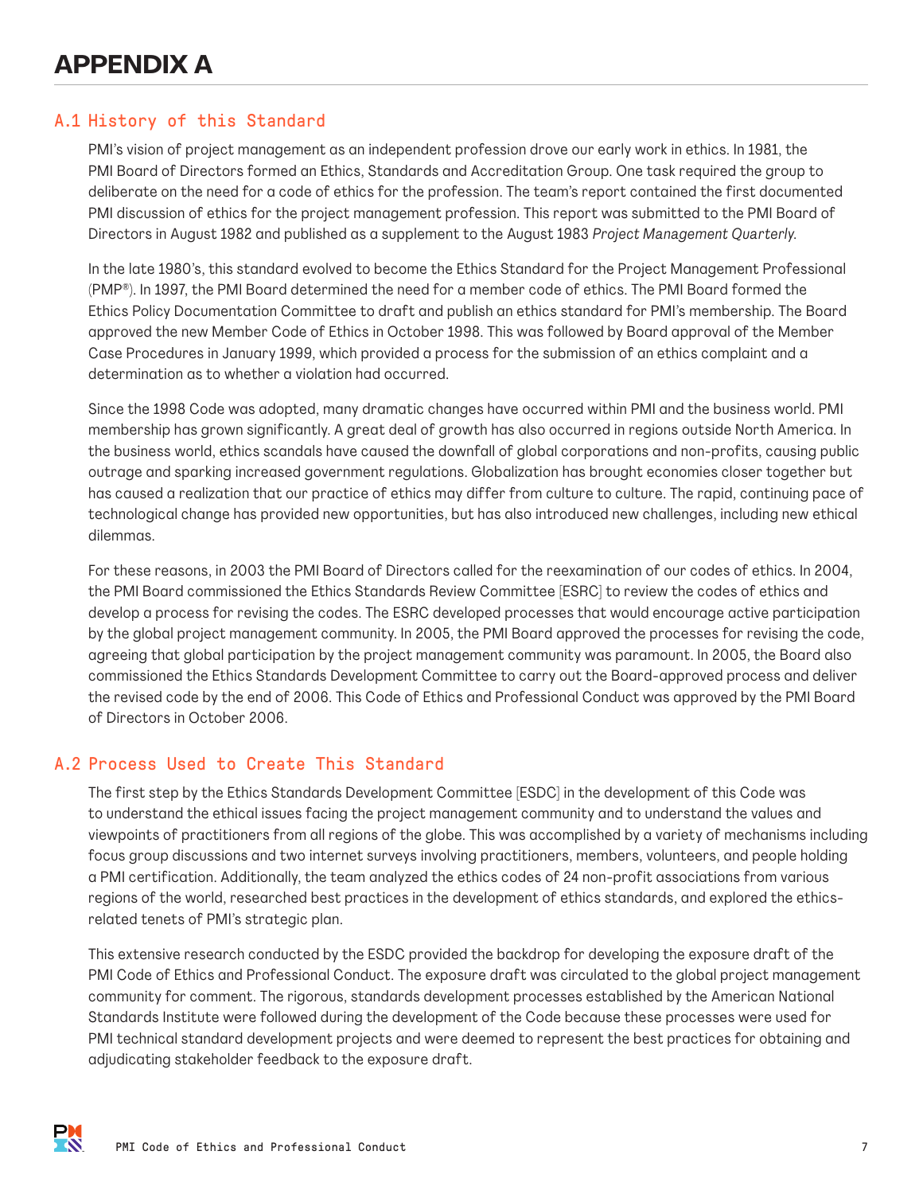# APPENDIX A

## A.1 History of this Standard

PMI's vision of project management as an independent profession drove our early work in ethics. In 1981, the PMI Board of Directors formed an Ethics, Standards and Accreditation Group. One task required the group to deliberate on the need for a code of ethics for the profession. The team's report contained the first documented PMI discussion of ethics for the project management profession. This report was submitted to the PMI Board of Directors in August 1982 and published as a supplement to the August 1983 *Project Management Quarterly*.

In the late 1980's, this standard evolved to become the Ethics Standard for the Project Management Professional (PMP®). In 1997, the PMI Board determined the need for a member code of ethics. The PMI Board formed the Ethics Policy Documentation Committee to draft and publish an ethics standard for PMI's membership. The Board approved the new Member Code of Ethics in October 1998. This was followed by Board approval of the Member Case Procedures in January 1999, which provided a process for the submission of an ethics complaint and a determination as to whether a violation had occurred.

Since the 1998 Code was adopted, many dramatic changes have occurred within PMI and the business world. PMI membership has grown significantly. A great deal of growth has also occurred in regions outside North America. In the business world, ethics scandals have caused the downfall of global corporations and non-profits, causing public outrage and sparking increased government regulations. Globalization has brought economies closer together but has caused a realization that our practice of ethics may differ from culture to culture. The rapid, continuing pace of technological change has provided new opportunities, but has also introduced new challenges, including new ethical dilemmas.

For these reasons, in 2003 the PMI Board of Directors called for the reexamination of our codes of ethics. In 2004, the PMI Board commissioned the Ethics Standards Review Committee [ESRC] to review the codes of ethics and develop a process for revising the codes. The ESRC developed processes that would encourage active participation by the global project management community. In 2005, the PMI Board approved the processes for revising the code, agreeing that global participation by the project management community was paramount. In 2005, the Board also commissioned the Ethics Standards Development Committee to carry out the Board-approved process and deliver the revised code by the end of 2006. This Code of Ethics and Professional Conduct was approved by the PMI Board of Directors in October 2006.

## A.2 Process Used to Create This Standard

The first step by the Ethics Standards Development Committee [ESDC] in the development of this Code was to understand the ethical issues facing the project management community and to understand the values and viewpoints of practitioners from all regions of the globe. This was accomplished by a variety of mechanisms including focus group discussions and two internet surveys involving practitioners, members, volunteers, and people holding a PMI certification. Additionally, the team analyzed the ethics codes of 24 non-profit associations from various regions of the world, researched best practices in the development of ethics standards, and explored the ethics-related tenets of PMI's strategic plan.

This extensive research conducted by the ESDC provided the backdrop for developing the exposure draft of the PMI Code of Ethics and Professional Conduct. The exposure draft was circulated to the global project management community for comment. The rigorous, standards development processes established by the American National Standards Institute were followed during the development of the Code because these processes were used for PMI technical standard development projects and were deemed to represent the best practices for obtaining and adjudicating stakeholder feedback to the exposure draft.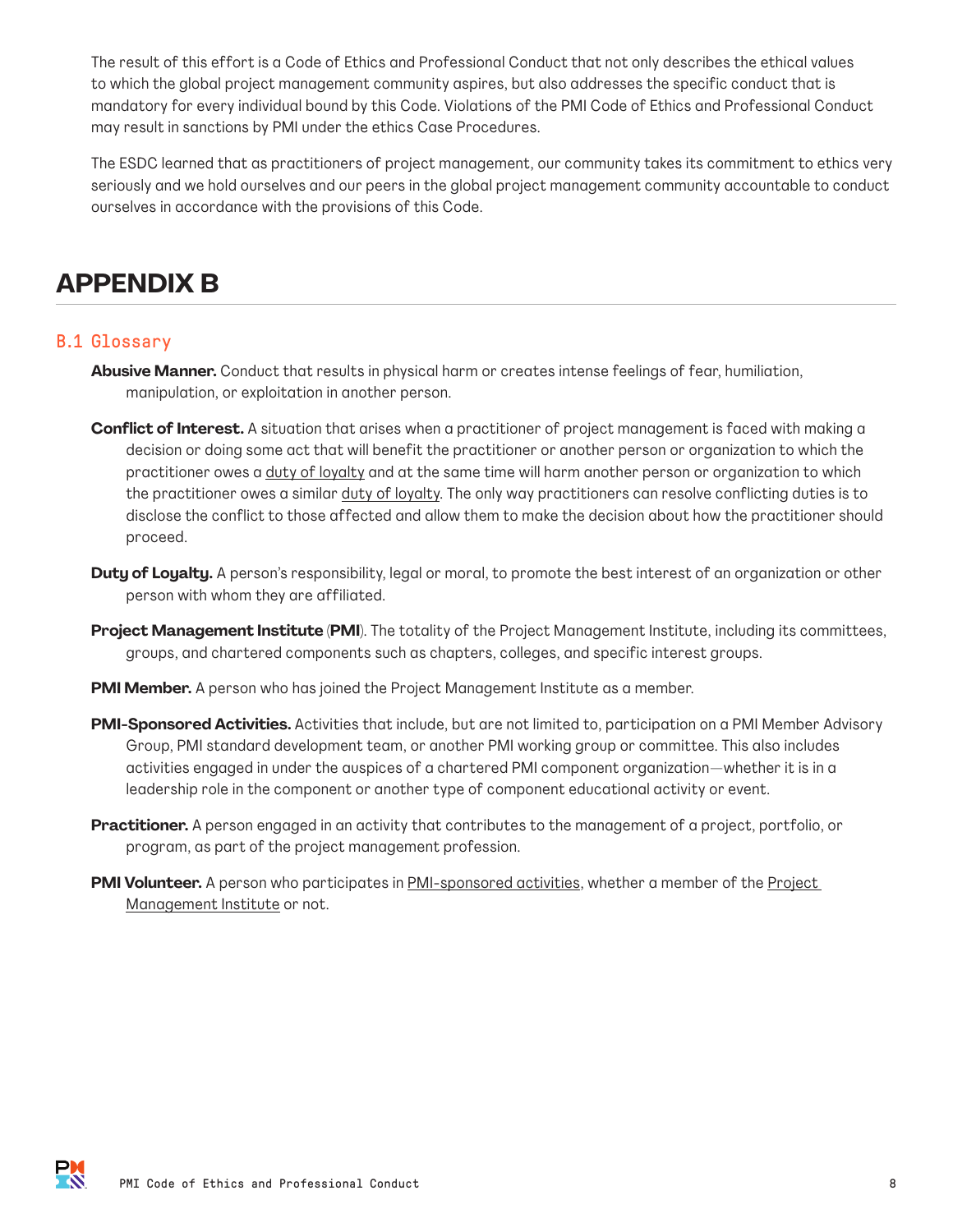The result of this effort is a Code of Ethics and Professional Conduct that not only describes the ethical values to which the global project management community aspires, but also addresses the specific conduct that is mandatory for every individual bound by this Code. Violations of the PMI Code of Ethics and Professional Conduct may result in sanctions by PMI under the ethics Case Procedures.

The ESDC learned that as practitioners of project management, our community takes its commitment to ethics very seriously and we hold ourselves and our peers in the global project management community accountable to conduct ourselves in accordance with the provisions of this Code.

# APPENDIX B

## B.1 Glossary

**Abusive Manner.** Conduct that results in physical harm or creates intense feelings of fear, humiliation, manipulation, or exploitation in another person.

**Conflict of Interest.** A situation that arises when a practitioner of project management is faced with making a decision or doing some act that will benefit the practitioner or another person or organization to which the practitioner owes a duty of loyalty and at the same time will harm another person or organization to which the practitioner owes a similar duty of loyalty. The only way practitioners can resolve conflicting duties is to disclose the conflict to those affected and allow them to make the decision about how the practitioner should proceed.

**Duty of Loyalty.** A person's responsibility, legal or moral, to promote the best interest of an organization or other person with whom they are affiliated.

**Project Management Institute** (**PMI**). The totality of the Project Management Institute, including its committees, groups, and chartered components such as chapters, colleges, and specific interest groups.

**PMI Member.** A person who has joined the Project Management Institute as a member.

**PMI-Sponsored Activities.** Activities that include, but are not limited to, participation on a PMI Member Advisory Group, PMI standard development team, or another PMI working group or committee. This also includes activities engaged in under the auspices of a chartered PMI component organization—whether it is in a leadership role in the component or another type of component educational activity or event.

**Practitioner.** A person engaged in an activity that contributes to the management of a project, portfolio, or program, as part of the project management profession.

**PMI Volunteer.** A person who participates in PMI-sponsored activities, whether a member of the Project Management Institute or not.